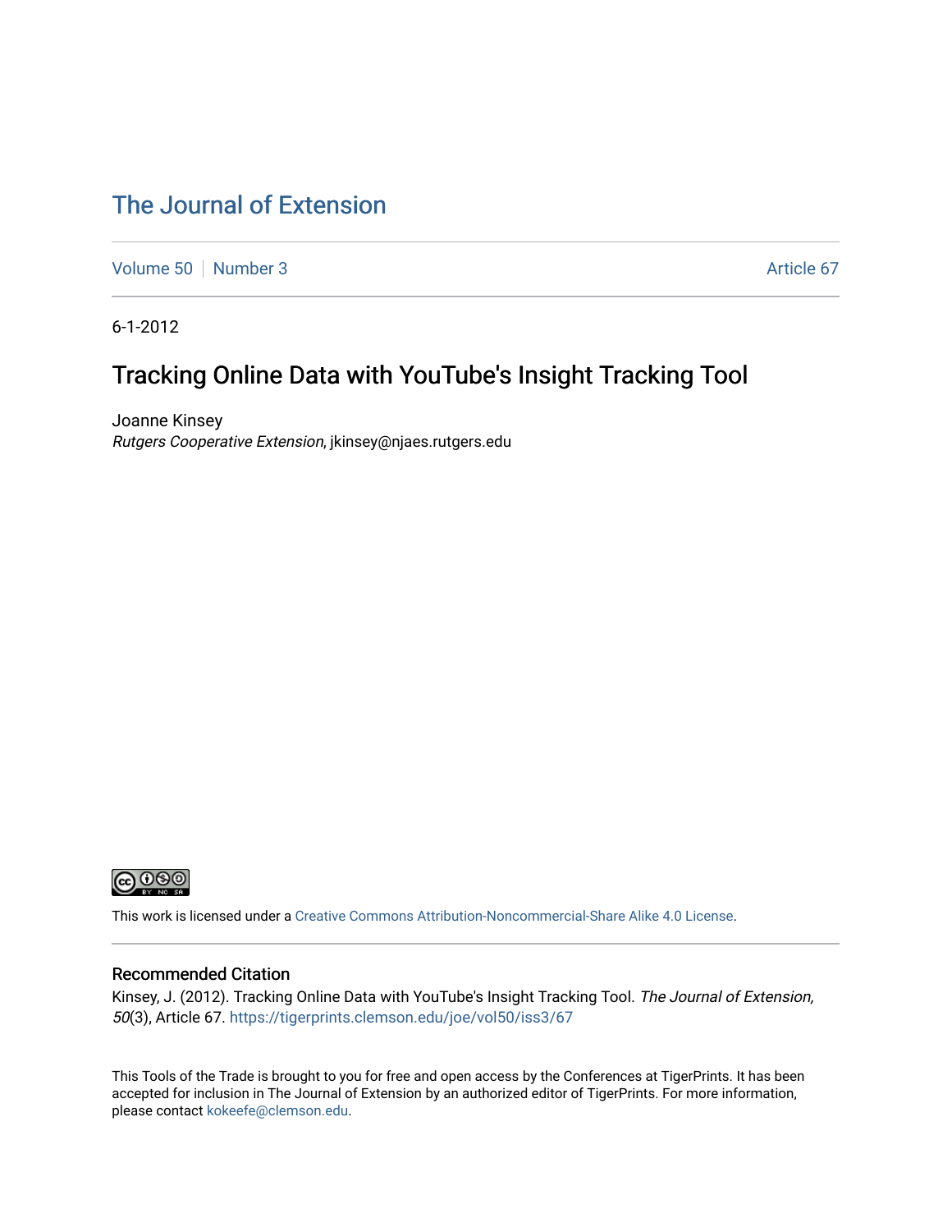# The Journal of Extension

Volume 50 | Number 3 | Article 67

6-1-2012

## Tracking Online Data with YouTube's Insight Tracking Tool

Joanne Kinsey
*Rutgers Cooperative Extension*, jkinsey@njaes.rutgers.edu

This work is licensed under a Creative Commons Attribution-Noncommercial-Share Alike 4.0 License.

### Recommended Citation

Kinsey, J. (2012). Tracking Online Data with YouTube's Insight Tracking Tool. *The Journal of Extension, 50*(3), Article 67. https://tigerprints.clemson.edu/joe/vol50/iss3/67

This Tools of the Trade is brought to you for free and open access by the Conferences at TigerPrints. It has been accepted for inclusion in The Journal of Extension by an authorized editor of TigerPrints. For more information, please contact kokeefe@clemson.edu.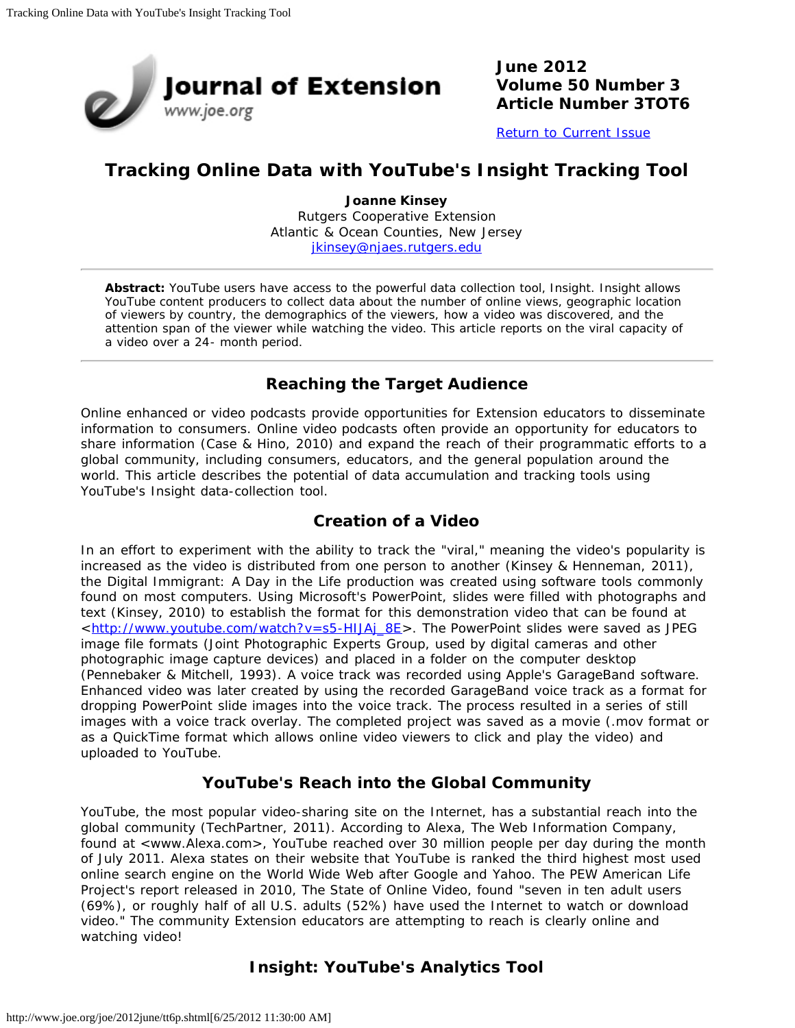June 2012
Volume 50 Number 3
Article Number 3TOT6

Return to Current Issue

# Tracking Online Data with YouTube's Insight Tracking Tool

**Joanne Kinsey**
Rutgers Cooperative Extension
Atlantic & Ocean Counties, New Jersey
jkinsey@njaes.rutgers.edu

---

**Abstract:** YouTube users have access to the powerful data collection tool, Insight. Insight allows YouTube content producers to collect data about the number of online views, geographic location of viewers by country, the demographics of the viewers, how a video was discovered, and the attention span of the viewer while watching the video. This article reports on the viral capacity of a video over a 24- month period.

---

## Reaching the Target Audience

Online enhanced or video podcasts provide opportunities for Extension educators to disseminate information to consumers. Online video podcasts often provide an opportunity for educators to share information (Case & Hino, 2010) and expand the reach of their programmatic efforts to a global community, including consumers, educators, and the general population around the world. This article describes the potential of data accumulation and tracking tools using YouTube's Insight data-collection tool.

## Creation of a Video

In an effort to experiment with the ability to track the "viral," meaning the video's popularity is increased as the video is distributed from one person to another (Kinsey & Henneman, 2011), the Digital Immigrant: A Day in the Life production was created using software tools commonly found on most computers. Using Microsoft's PowerPoint, slides were filled with photographs and text (Kinsey, 2010) to establish the format for this demonstration video that can be found at <http://www.youtube.com/watch?v=s5-HIJAj_8E>. The PowerPoint slides were saved as JPEG image file formats (Joint Photographic Experts Group, used by digital cameras and other photographic image capture devices) and placed in a folder on the computer desktop (Pennebaker & Mitchell, 1993). A voice track was recorded using Apple's GarageBand software. Enhanced video was later created by using the recorded GarageBand voice track as a format for dropping PowerPoint slide images into the voice track. The process resulted in a series of still images with a voice track overlay. The completed project was saved as a movie (.mov format or as a QuickTime format which allows online video viewers to click and play the video) and uploaded to YouTube.

## YouTube's Reach into the Global Community

YouTube, the most popular video-sharing site on the Internet, has a substantial reach into the global community (TechPartner, 2011). According to Alexa, The Web Information Company, found at <www.Alexa.com>, YouTube reached over 30 million people per day during the month of July 2011. Alexa states on their website that YouTube is ranked the third highest most used online search engine on the World Wide Web after Google and Yahoo. The PEW American Life Project's report released in 2010, The State of Online Video, found "seven in ten adult users (69%), or roughly half of all U.S. adults (52%) have used the Internet to watch or download video." The community Extension educators are attempting to reach is clearly online and watching video!

## Insight: YouTube's Analytics Tool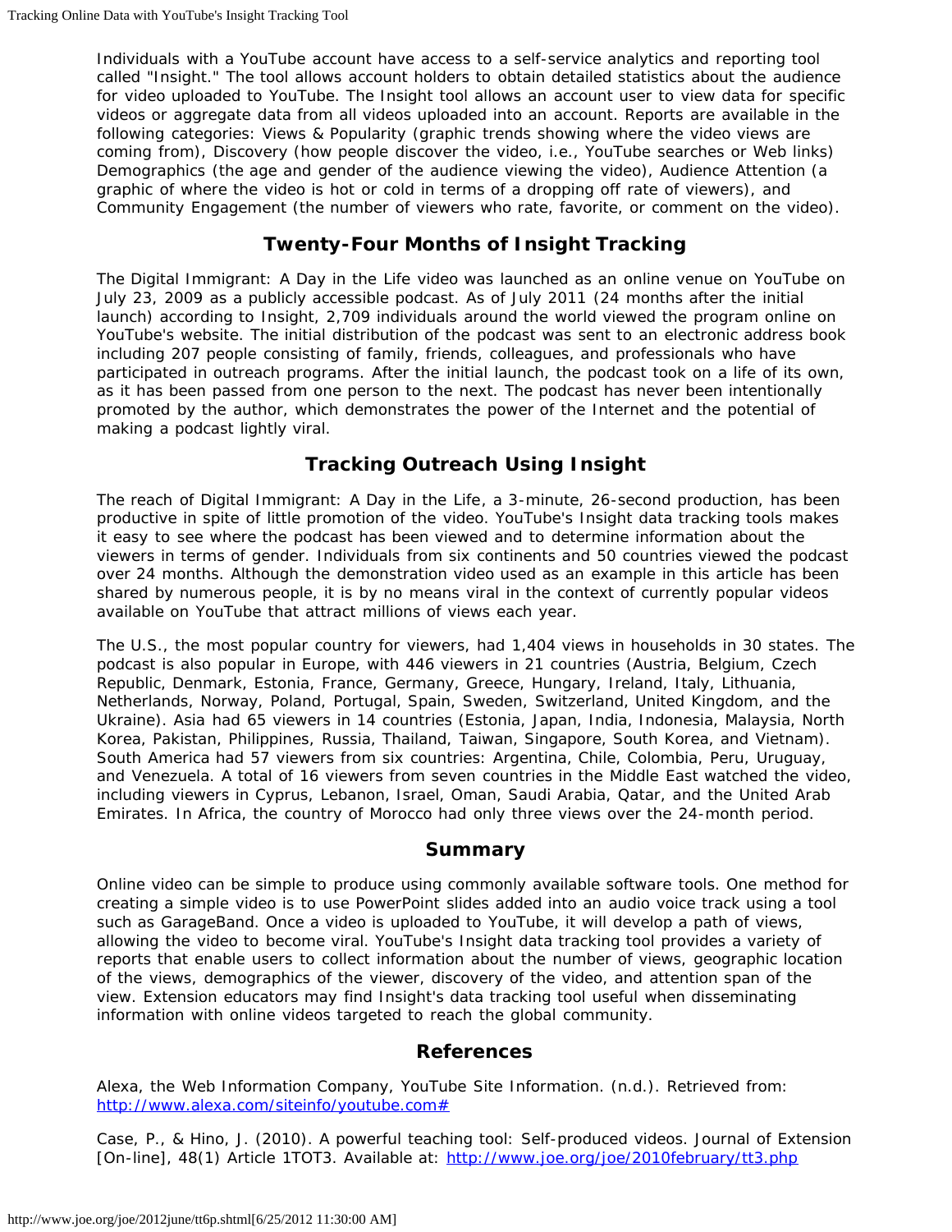Individuals with a YouTube account have access to a self-service analytics and reporting tool called "Insight." The tool allows account holders to obtain detailed statistics about the audience for video uploaded to YouTube. The Insight tool allows an account user to view data for specific videos or aggregate data from all videos uploaded into an account. Reports are available in the following categories: Views & Popularity (graphic trends showing where the video views are coming from), Discovery (how people discover the video, i.e., YouTube searches or Web links) Demographics (the age and gender of the audience viewing the video), Audience Attention (a graphic of where the video is hot or cold in terms of a dropping off rate of viewers), and Community Engagement (the number of viewers who rate, favorite, or comment on the video).

## Twenty-Four Months of Insight Tracking

The Digital Immigrant: A Day in the Life video was launched as an online venue on YouTube on July 23, 2009 as a publicly accessible podcast. As of July 2011 (24 months after the initial launch) according to Insight, 2,709 individuals around the world viewed the program online on YouTube's website. The initial distribution of the podcast was sent to an electronic address book including 207 people consisting of family, friends, colleagues, and professionals who have participated in outreach programs. After the initial launch, the podcast took on a life of its own, as it has been passed from one person to the next. The podcast has never been intentionally promoted by the author, which demonstrates the power of the Internet and the potential of making a podcast lightly viral.

## Tracking Outreach Using Insight

The reach of Digital Immigrant: A Day in the Life, a 3-minute, 26-second production, has been productive in spite of little promotion of the video. YouTube's Insight data tracking tools makes it easy to see where the podcast has been viewed and to determine information about the viewers in terms of gender. Individuals from six continents and 50 countries viewed the podcast over 24 months. Although the demonstration video used as an example in this article has been shared by numerous people, it is by no means viral in the context of currently popular videos available on YouTube that attract millions of views each year.

The U.S., the most popular country for viewers, had 1,404 views in households in 30 states. The podcast is also popular in Europe, with 446 viewers in 21 countries (Austria, Belgium, Czech Republic, Denmark, Estonia, France, Germany, Greece, Hungary, Ireland, Italy, Lithuania, Netherlands, Norway, Poland, Portugal, Spain, Sweden, Switzerland, United Kingdom, and the Ukraine). Asia had 65 viewers in 14 countries (Estonia, Japan, India, Indonesia, Malaysia, North Korea, Pakistan, Philippines, Russia, Thailand, Taiwan, Singapore, South Korea, and Vietnam). South America had 57 viewers from six countries: Argentina, Chile, Colombia, Peru, Uruguay, and Venezuela. A total of 16 viewers from seven countries in the Middle East watched the video, including viewers in Cyprus, Lebanon, Israel, Oman, Saudi Arabia, Qatar, and the United Arab Emirates. In Africa, the country of Morocco had only three views over the 24-month period.

## Summary

Online video can be simple to produce using commonly available software tools. One method for creating a simple video is to use PowerPoint slides added into an audio voice track using a tool such as GarageBand. Once a video is uploaded to YouTube, it will develop a path of views, allowing the video to become viral. YouTube's Insight data tracking tool provides a variety of reports that enable users to collect information about the number of views, geographic location of the views, demographics of the viewer, discovery of the video, and attention span of the view. Extension educators may find Insight's data tracking tool useful when disseminating information with online videos targeted to reach the global community.

## References

Alexa, the Web Information Company, YouTube Site Information. (n.d.). Retrieved from: [http://www.alexa.com/siteinfo/youtube.com#](http://www.alexa.com/siteinfo/youtube.com#)

Case, P., & Hino, J. (2010). A powerful teaching tool: Self-produced videos. Journal of Extension [On-line], 48(1) Article 1TOT3. Available at: [http://www.joe.org/joe/2010february/tt3.php](http://www.joe.org/joe/2010february/tt3.php)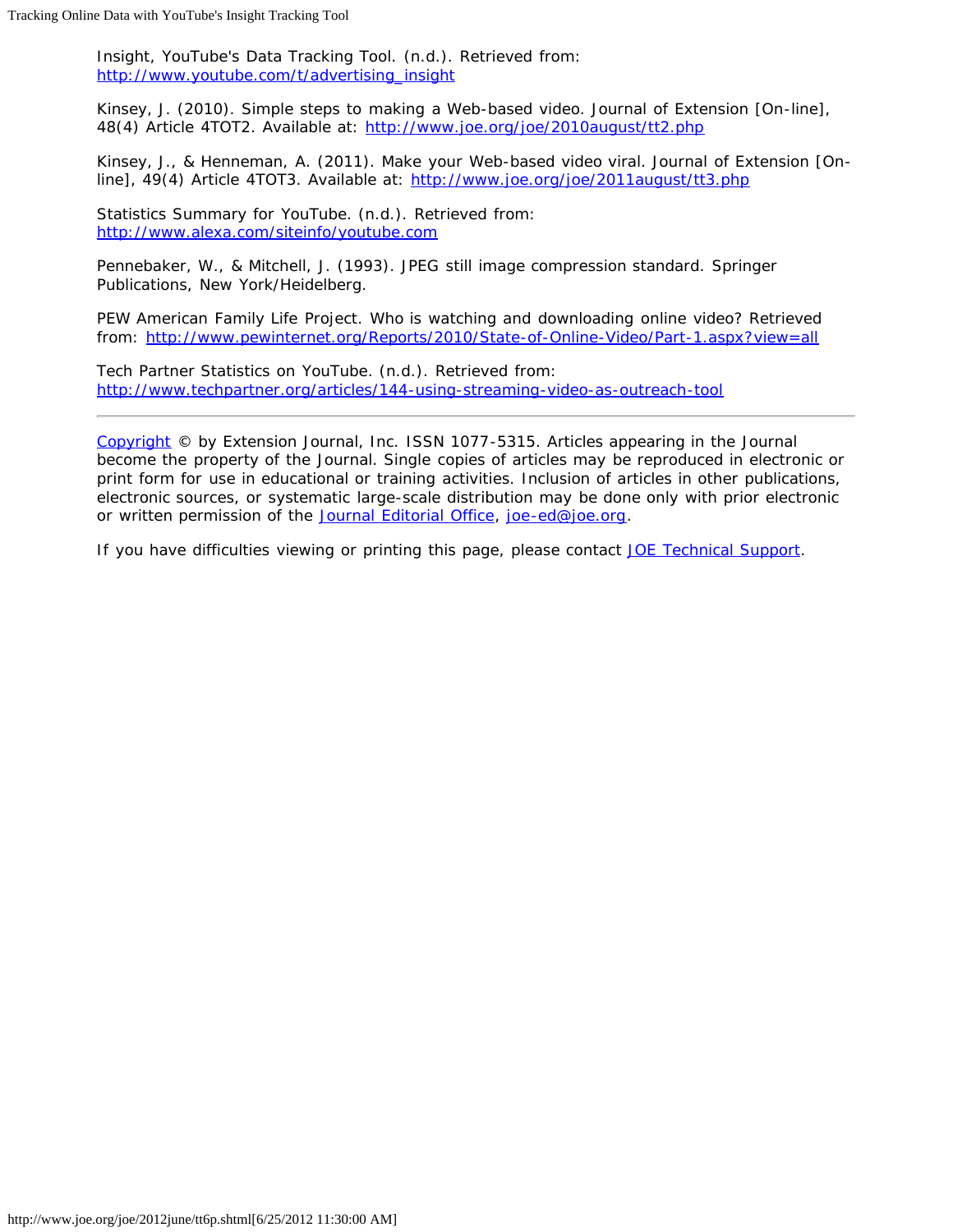Insight, YouTube's Data Tracking Tool. (n.d.). Retrieved from: [http://www.youtube.com/t/advertising_insight](http://www.youtube.com/t/advertising_insight)

Kinsey, J. (2010). Simple steps to making a Web-based video. Journal of Extension [On-line], 48(4) Article 4TOT2. Available at: [http://www.joe.org/joe/2010august/tt2.php](http://www.joe.org/joe/2010august/tt2.php)

Kinsey, J., & Henneman, A. (2011). Make your Web-based video viral. Journal of Extension [On-line], 49(4) Article 4TOT3. Available at: [http://www.joe.org/joe/2011august/tt3.php](http://www.joe.org/joe/2011august/tt3.php)

Statistics Summary for YouTube. (n.d.). Retrieved from: [http://www.alexa.com/siteinfo/youtube.com](http://www.alexa.com/siteinfo/youtube.com)

Pennebaker, W., & Mitchell, J. (1993). JPEG still image compression standard. Springer Publications, New York/Heidelberg.

PEW American Family Life Project. Who is watching and downloading online video? Retrieved from: [http://www.pewinternet.org/Reports/2010/State-of-Online-Video/Part-1.aspx?view=all](http://www.pewinternet.org/Reports/2010/State-of-Online-Video/Part-1.aspx?view=all)

Tech Partner Statistics on YouTube. (n.d.). Retrieved from: [http://www.techpartner.org/articles/144-using-streaming-video-as-outreach-tool](http://www.techpartner.org/articles/144-using-streaming-video-as-outreach-tool)

---

Copyright © by Extension Journal, Inc. ISSN 1077-5315. Articles appearing in the Journal become the property of the Journal. Single copies of articles may be reproduced in electronic or print form for use in educational or training activities. Inclusion of articles in other publications, electronic sources, or systematic large-scale distribution may be done only with prior electronic or written permission of the Journal Editorial Office, joe-ed@joe.org.

If you have difficulties viewing or printing this page, please contact JOE Technical Support.